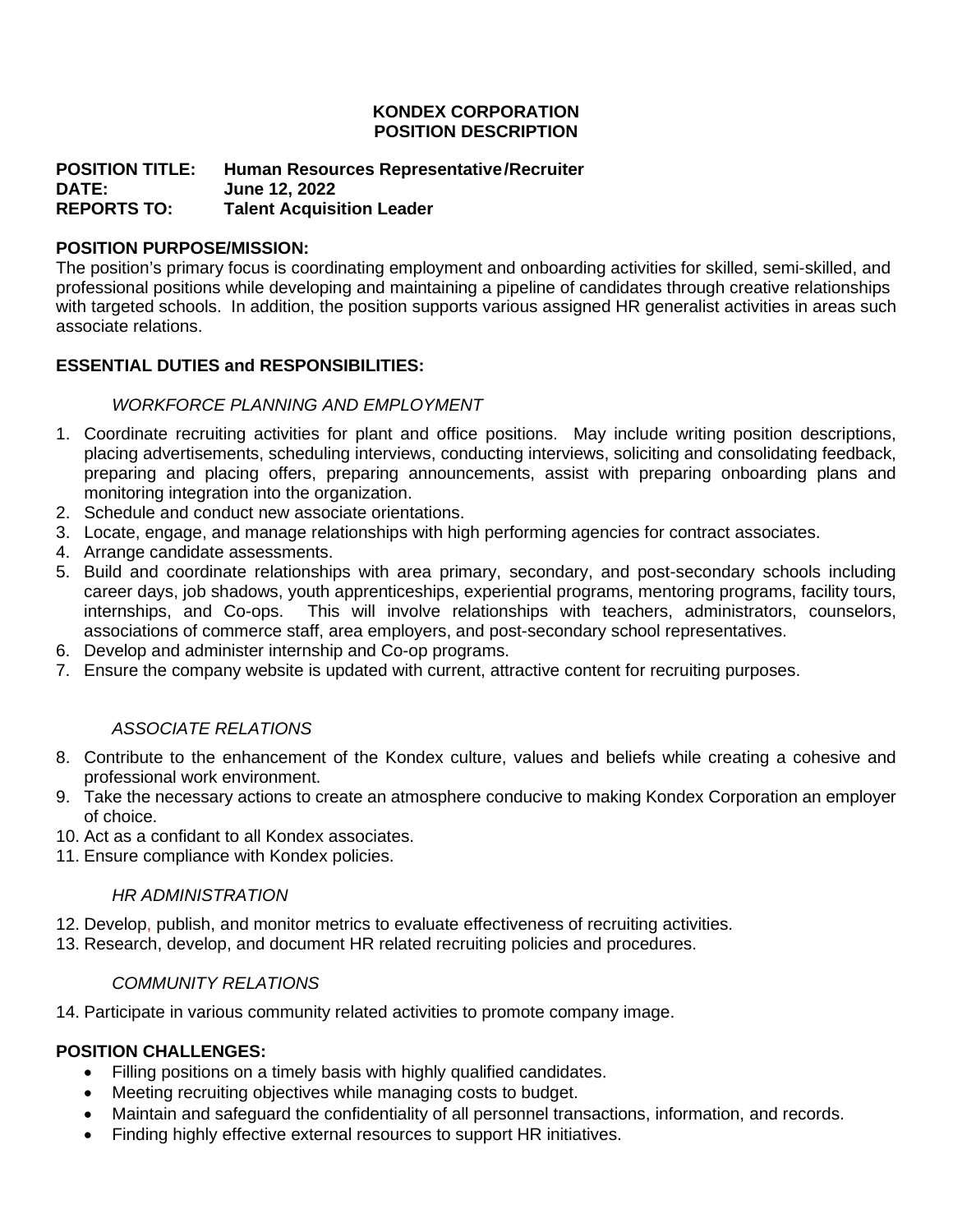**KONDEX CORPORATION**
**POSITION DESCRIPTION**

**POSITION TITLE:** **Human Resources Representative/Recruiter**
**DATE:** **June 12, 2022**
**REPORTS TO:** **Talent Acquisition Leader**

**POSITION PURPOSE/MISSION:**
The position's primary focus is coordinating employment and onboarding activities for skilled, semi-skilled, and professional positions while developing and maintaining a pipeline of candidates through creative relationships with targeted schools. In addition, the position supports various assigned HR generalist activities in areas such associate relations.

**ESSENTIAL DUTIES and RESPONSIBILITIES:**

*WORKFORCE PLANNING AND EMPLOYMENT*

1. Coordinate recruiting activities for plant and office positions. May include writing position descriptions, placing advertisements, scheduling interviews, conducting interviews, soliciting and consolidating feedback, preparing and placing offers, preparing announcements, assist with preparing onboarding plans and monitoring integration into the organization.
2. Schedule and conduct new associate orientations.
3. Locate, engage, and manage relationships with high performing agencies for contract associates.
4. Arrange candidate assessments.
5. Build and coordinate relationships with area primary, secondary, and post-secondary schools including career days, job shadows, youth apprenticeships, experiential programs, mentoring programs, facility tours, internships, and Co-ops. This will involve relationships with teachers, administrators, counselors, associations of commerce staff, area employers, and post-secondary school representatives.
6. Develop and administer internship and Co-op programs.
7. Ensure the company website is updated with current, attractive content for recruiting purposes.

*ASSOCIATE RELATIONS*

8. Contribute to the enhancement of the Kondex culture, values and beliefs while creating a cohesive and professional work environment.
9. Take the necessary actions to create an atmosphere conducive to making Kondex Corporation an employer of choice.
10. Act as a confidant to all Kondex associates.
11. Ensure compliance with Kondex policies.

*HR ADMINISTRATION*

12. Develop, publish, and monitor metrics to evaluate effectiveness of recruiting activities.
13. Research, develop, and document HR related recruiting policies and procedures.

*COMMUNITY RELATIONS*

14. Participate in various community related activities to promote company image.

**POSITION CHALLENGES:**

- Filling positions on a timely basis with highly qualified candidates.
- Meeting recruiting objectives while managing costs to budget.
- Maintain and safeguard the confidentiality of all personnel transactions, information, and records.
- Finding highly effective external resources to support HR initiatives.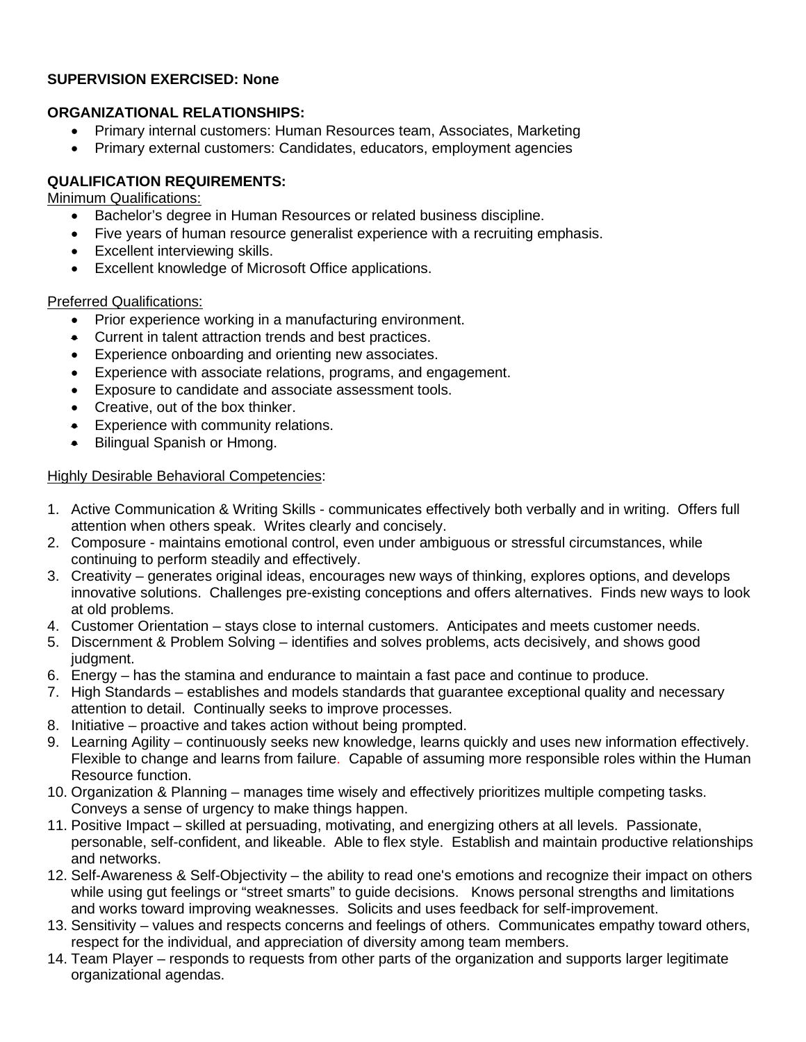**SUPERVISION EXERCISED: None**

**ORGANIZATIONAL RELATIONSHIPS:**

- Primary internal customers: Human Resources team, Associates, Marketing
- Primary external customers: Candidates, educators, employment agencies

**QUALIFICATION REQUIREMENTS:**

Minimum Qualifications:

- Bachelor's degree in Human Resources or related business discipline.
- Five years of human resource generalist experience with a recruiting emphasis.
- Excellent interviewing skills.
- Excellent knowledge of Microsoft Office applications.

Preferred Qualifications:

- Prior experience working in a manufacturing environment.
- Current in talent attraction trends and best practices.
- Experience onboarding and orienting new associates.
- Experience with associate relations, programs, and engagement.
- Exposure to candidate and associate assessment tools.
- Creative, out of the box thinker.
- Experience with community relations.
- Bilingual Spanish or Hmong.

Highly Desirable Behavioral Competencies:

1. Active Communication & Writing Skills - communicates effectively both verbally and in writing. Offers full attention when others speak. Writes clearly and concisely.
2. Composure - maintains emotional control, even under ambiguous or stressful circumstances, while continuing to perform steadily and effectively.
3. Creativity – generates original ideas, encourages new ways of thinking, explores options, and develops innovative solutions. Challenges pre-existing conceptions and offers alternatives. Finds new ways to look at old problems.
4. Customer Orientation – stays close to internal customers. Anticipates and meets customer needs.
5. Discernment & Problem Solving – identifies and solves problems, acts decisively, and shows good judgment.
6. Energy – has the stamina and endurance to maintain a fast pace and continue to produce.
7. High Standards – establishes and models standards that guarantee exceptional quality and necessary attention to detail. Continually seeks to improve processes.
8. Initiative – proactive and takes action without being prompted.
9. Learning Agility – continuously seeks new knowledge, learns quickly and uses new information effectively. Flexible to change and learns from failure. Capable of assuming more responsible roles within the Human Resource function.
10. Organization & Planning – manages time wisely and effectively prioritizes multiple competing tasks. Conveys a sense of urgency to make things happen.
11. Positive Impact – skilled at persuading, motivating, and energizing others at all levels. Passionate, personable, self-confident, and likeable. Able to flex style. Establish and maintain productive relationships and networks.
12. Self-Awareness & Self-Objectivity – the ability to read one's emotions and recognize their impact on others while using gut feelings or "street smarts" to guide decisions. Knows personal strengths and limitations and works toward improving weaknesses. Solicits and uses feedback for self-improvement.
13. Sensitivity – values and respects concerns and feelings of others. Communicates empathy toward others, respect for the individual, and appreciation of diversity among team members.
14. Team Player – responds to requests from other parts of the organization and supports larger legitimate organizational agendas.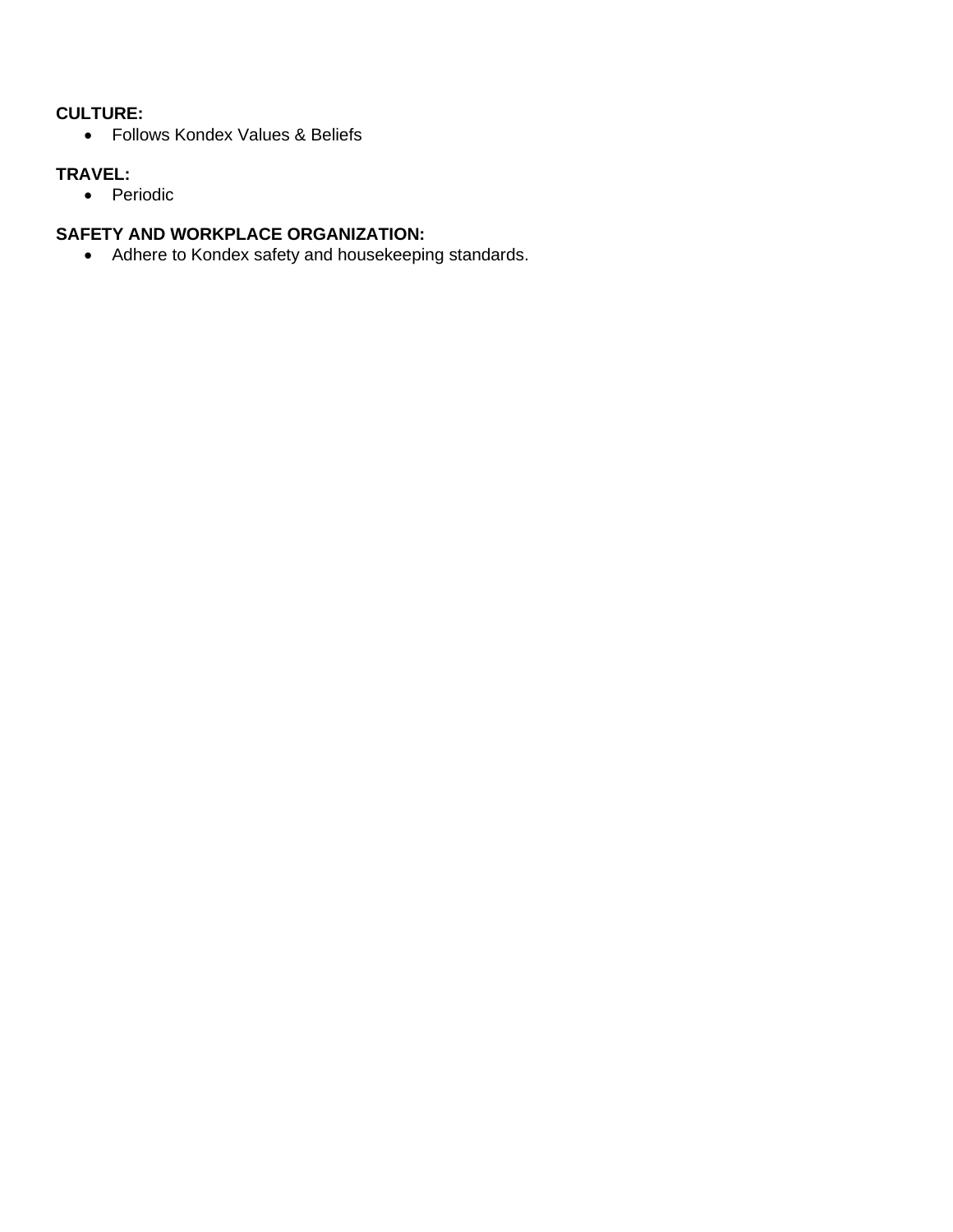**CULTURE:**

- Follows Kondex Values & Beliefs

**TRAVEL:**

- Periodic

**SAFETY AND WORKPLACE ORGANIZATION:**

- Adhere to Kondex safety and housekeeping standards.